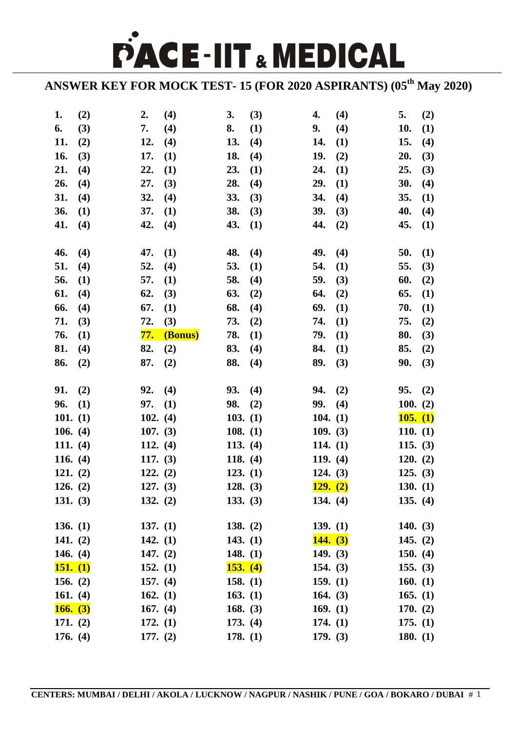# PACE-IIT & MEDICAL

## ANSWER KEY FOR MOCK TEST- 15 (FOR 2020 ASPIRANTS) (05th May 2020)

| | | | | |
|---|---|---|---|---|
| 1. (2) | 2. (4) | 3. (3) | 4. (4) | 5. (2) |
| 6. (3) | 7. (4) | 8. (1) | 9. (4) | 10. (1) |
| 11. (2) | 12. (4) | 13. (4) | 14. (1) | 15. (4) |
| 16. (3) | 17. (1) | 18. (4) | 19. (2) | 20. (3) |
| 21. (4) | 22. (1) | 23. (1) | 24. (1) | 25. (3) |
| 26. (4) | 27. (3) | 28. (4) | 29. (1) | 30. (4) |
| 31. (4) | 32. (4) | 33. (3) | 34. (4) | 35. (1) |
| 36. (1) | 37. (1) | 38. (3) | 39. (3) | 40. (4) |
| 41. (4) | 42. (4) | 43. (1) | 44. (2) | 45. (1) |
| 46. (4) | 47. (1) | 48. (4) | 49. (4) | 50. (1) |
| 51. (4) | 52. (4) | 53. (1) | 54. (1) | 55. (3) |
| 56. (1) | 57. (1) | 58. (4) | 59. (3) | 60. (2) |
| 61. (4) | 62. (3) | 63. (2) | 64. (2) | 65. (1) |
| 66. (4) | 67. (1) | 68. (4) | 69. (1) | 70. (1) |
| 71. (3) | 72. (3) | 73. (2) | 74. (1) | 75. (2) |
| 76. (1) | 77. (Bonus) | 78. (1) | 79. (1) | 80. (3) |
| 81. (4) | 82. (2) | 83. (4) | 84. (1) | 85. (2) |
| 86. (2) | 87. (2) | 88. (4) | 89. (3) | 90. (3) |
| 91. (2) | 92. (4) | 93. (4) | 94. (2) | 95. (2) |
| 96. (1) | 97. (1) | 98. (2) | 99. (4) | 100. (2) |
| 101. (1) | 102. (4) | 103. (1) | 104. (1) | 105. (1) |
| 106. (4) | 107. (3) | 108. (1) | 109. (3) | 110. (1) |
| 111. (4) | 112. (4) | 113. (4) | 114. (1) | 115. (3) |
| 116. (4) | 117. (3) | 118. (4) | 119. (4) | 120. (2) |
| 121. (2) | 122. (2) | 123. (1) | 124. (3) | 125. (3) |
| 126. (2) | 127. (3) | 128. (3) | 129. (2) | 130. (1) |
| 131. (3) | 132. (2) | 133. (3) | 134. (4) | 135. (4) |
| 136. (1) | 137. (1) | 138. (2) | 139. (1) | 140. (3) |
| 141. (2) | 142. (1) | 143. (1) | 144. (3) | 145. (2) |
| 146. (4) | 147. (2) | 148. (1) | 149. (3) | 150. (4) |
| 151. (1) | 152. (1) | 153. (4) | 154. (3) | 155. (3) |
| 156. (2) | 157. (4) | 158. (1) | 159. (1) | 160. (1) |
| 161. (4) | 162. (1) | 163. (1) | 164. (3) | 165. (1) |
| 166. (3) | 167. (4) | 168. (3) | 169. (1) | 170. (2) |
| 171. (2) | 172. (1) | 173. (4) | 174. (1) | 175. (1) |
| 176. (4) | 177. (2) | 178. (1) | 179. (3) | 180. (1) |

CENTERS: MUMBAI / DELHI / AKOLA / LUCKNOW / NAGPUR / NASHIK / PUNE / GOA / BOKARO / DUBAI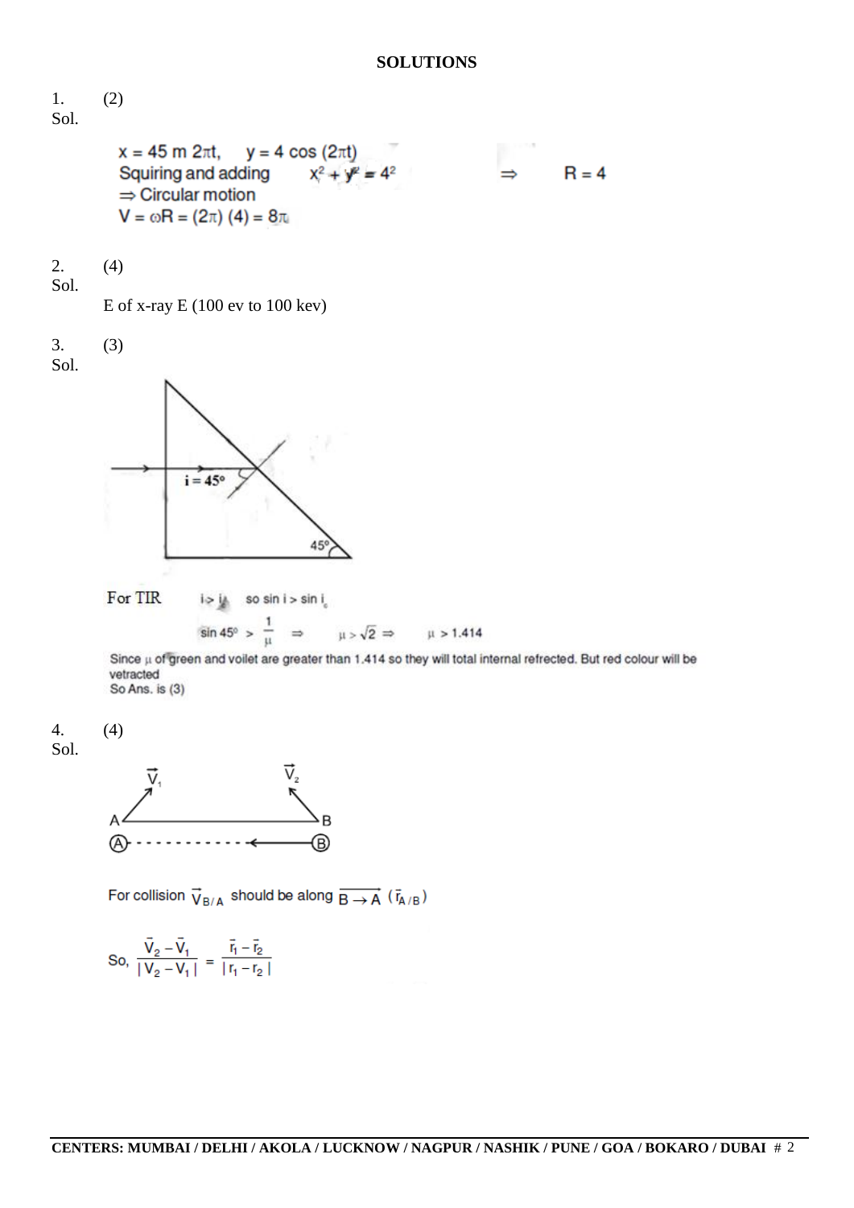## SOLUTIONS

1. (2)

Sol.

$x = 45 \text{ m } 2\pi t, \quad y = 4 \cos (2\pi t)$

Squiring and adding $\quad x^2 + y^2 = 4^2 \quad \Rightarrow \quad R = 4$

$\Rightarrow$ Circular motion

$V = \omega R = (2\pi)(4) = 8\pi$

2. (4)

Sol.

E of x-ray E (100 ev to 100 kev)

3. (3)

Sol.

$i = 45°$

$45°$

For TIR $\quad i > i_c \quad$ so $\sin i > \sin i_c$

$$\sin 45° > \frac{1}{\mu} \Rightarrow \mu > \sqrt{2} \Rightarrow \mu > 1.414$$

Since $\mu$ of green and voilet are greater than 1.414 so they will total internal refrected. But red colour will be vetracted

So Ans. is (3)

4. (4)

Sol.

$\vec{V}_1$, $\vec{V}_2$, A, B

For collision $\vec{V}_{B/A}$ should be along $\overrightarrow{B \rightarrow A}$ $(\vec{r}_{A/B})$

$$\text{So, } \frac{\vec{V}_2 - \vec{V}_1}{|V_2 - V_1|} = \frac{\vec{r}_1 - \vec{r}_2}{|r_1 - r_2|}$$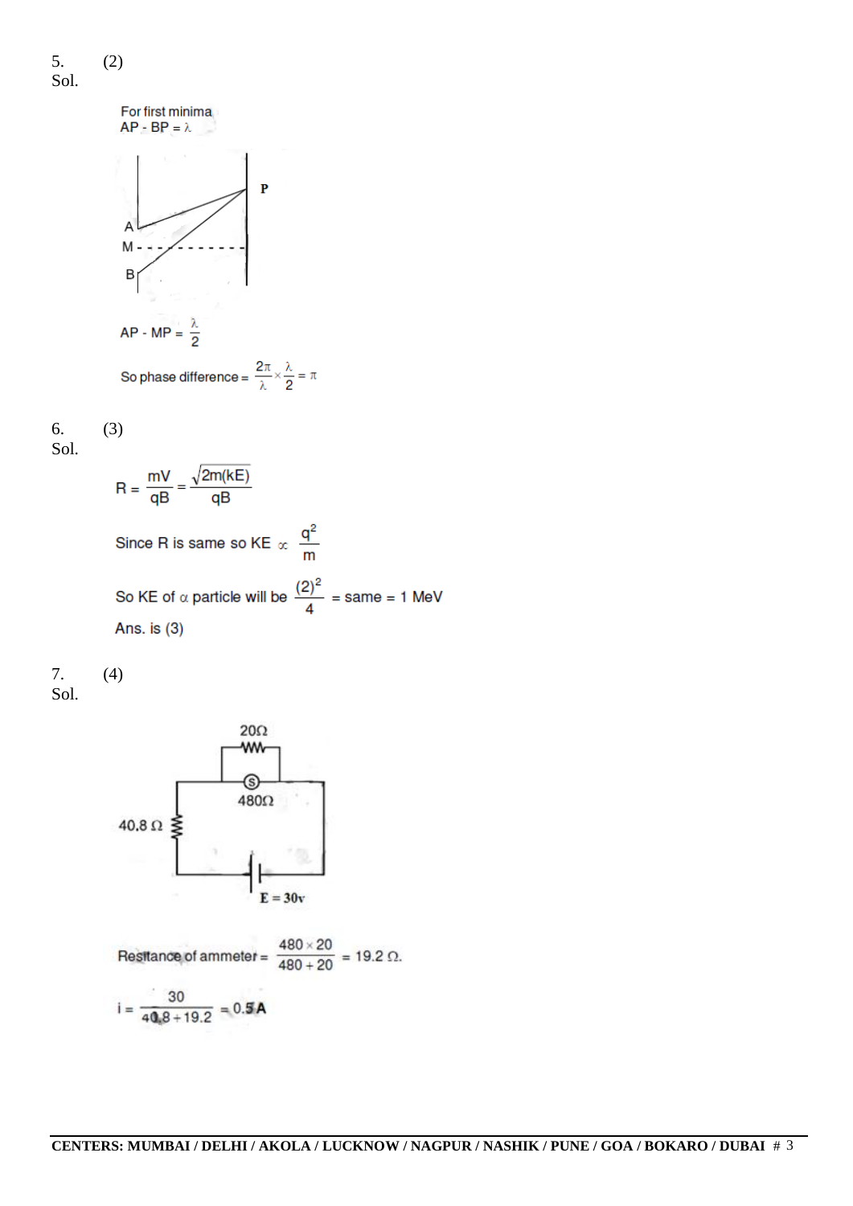5. (2)

Sol.

For first minima

AP - BP = $\lambda$

P

A

M

B

AP - MP = $\frac{\lambda}{2}$

So phase difference = $\frac{2\pi}{\lambda} \times \frac{\lambda}{2} = \pi$

6. (3)

Sol.

$$R = \frac{mV}{qB} = \frac{\sqrt{2m(kE)}}{qB}$$

Since R is same so KE $\propto \frac{q^2}{m}$

So KE of $\alpha$ particle will be $\frac{(2)^2}{4}$ = same = 1 MeV

Ans. is (3)

7. (4)

Sol.

20Ω

S

480Ω

40.8 Ω

E = 30v

Resistance of ammeter = $\frac{480 \times 20}{480 + 20}$ = 19.2 Ω.

$$i = \frac{30}{40.8 + 19.2} = 0.5\,A$$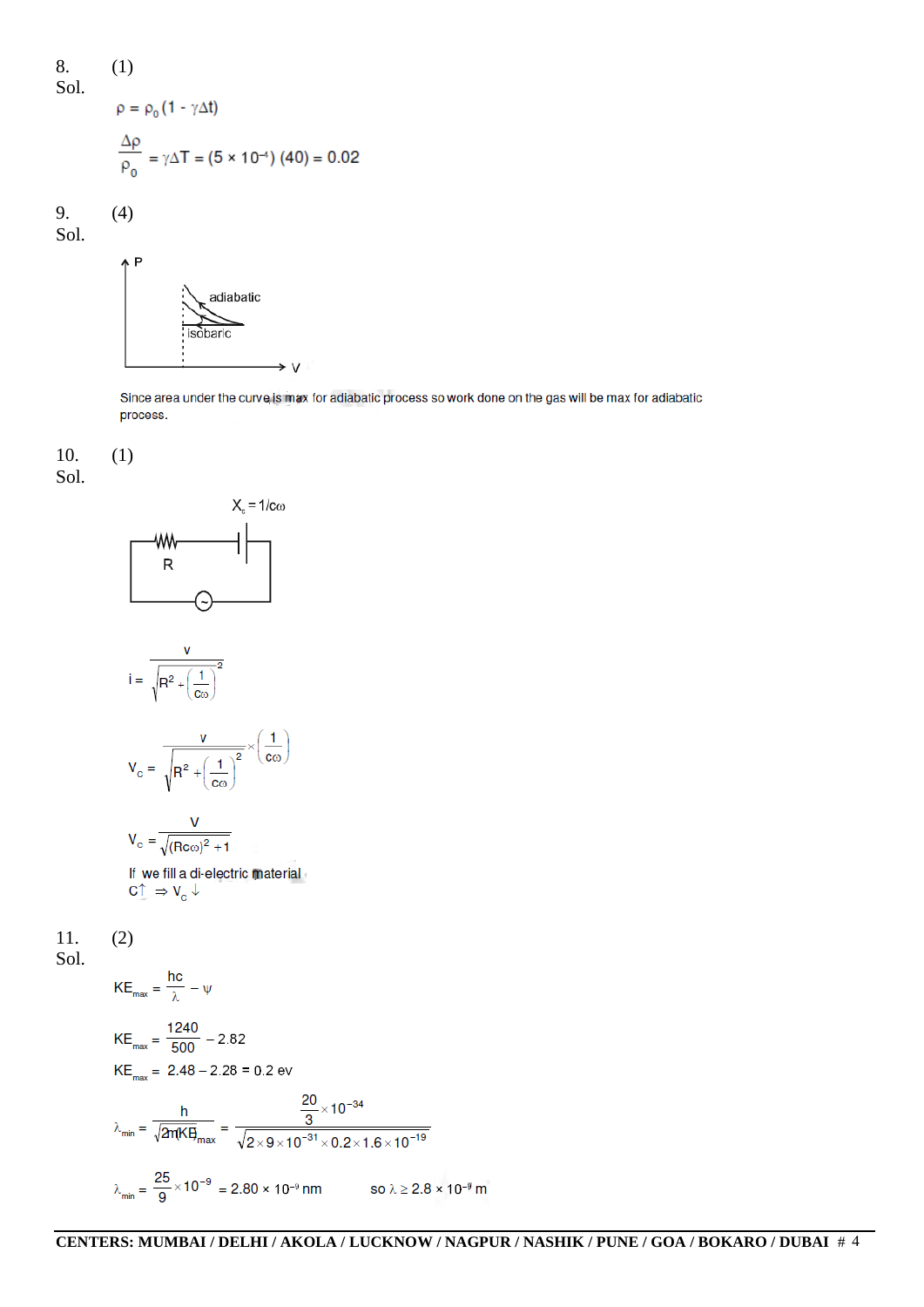8. (1)

Sol.

$$\rho = \rho_0 (1 - \gamma \Delta t)$$

$$\frac{\Delta \rho}{\rho_0} = \gamma \Delta T = (5 \times 10^{-4})(40) = 0.02$$

9. (4)

Sol.

Since area under the curve is max for adiabatic process so work done on the gas will be max for adiabatic process.

10. (1)

Sol.

$X_c = 1/c\omega$

$$i = \frac{v}{\sqrt{R^2 + \left(\frac{1}{c\omega}\right)^2}}$$

$$V_c = \frac{v}{\sqrt{R^2 + \left(\frac{1}{c\omega}\right)^2}} \times \left(\frac{1}{c\omega}\right)$$

$$V_c = \frac{V}{\sqrt{(Rc\omega)^2 + 1}}$$

If we fill a di-electric material

$C\uparrow \;\Rightarrow V_c \downarrow$

11. (2)

Sol.

$$KE_{max} = \frac{hc}{\lambda} - \psi$$

$$KE_{max} = \frac{1240}{500} - 2.82$$

$$KE_{max} = 2.48 - 2.28 = 0.2 \text{ ev}$$

$$\lambda_{min} = \frac{h}{\sqrt{2m(KE)_{max}}} = \frac{\frac{20}{3} \times 10^{-34}}{\sqrt{2 \times 9 \times 10^{-31} \times 0.2 \times 1.6 \times 10^{-19}}}$$

$$\lambda_{min} = \frac{25}{9} \times 10^{-9} = 2.80 \times 10^{-9} \text{ nm} \qquad \text{so } \lambda \geq 2.8 \times 10^{-9} \text{ m}$$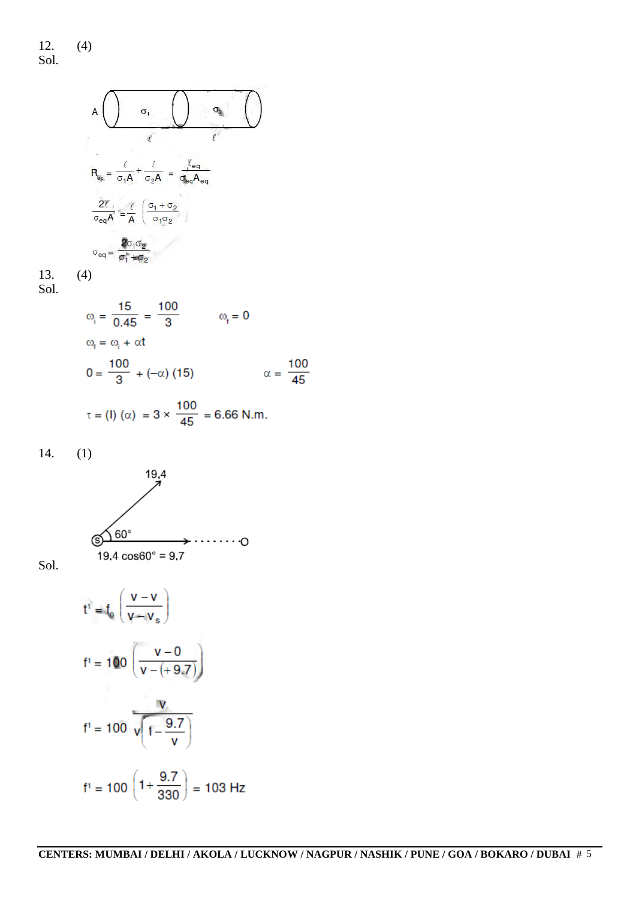12. (4)

Sol.

A $\sigma_1$ $\sigma_2$

$\ell$ $\ell$

$$R_{eq} = \frac{\ell}{\sigma_1 A} + \frac{\ell}{\sigma_2 A} = \frac{\ell_{eq}}{\sigma_{eq} A_{eq}}$$

$$\frac{2\ell}{\sigma_{eq} A} = \frac{\ell}{A}\left(\frac{\sigma_1 + \sigma_2}{\sigma_1 \sigma_2}\right)$$

$$\sigma_{eq} = \frac{2\sigma_1 \sigma_2}{\sigma_1 + \sigma_2}$$

13. (4)

Sol.

$$\omega_i = \frac{15}{0.45} = \frac{100}{3} \qquad \omega_f = 0$$

$$\omega_f = \omega_i + \alpha t$$

$$0 = \frac{100}{3} + (-\alpha)(15) \qquad \alpha = \frac{100}{45}$$

$$\tau = (I)(\alpha) = 3 \times \frac{100}{45} = 6.66 \text{ N.m.}$$

14. (1)

Sol.

19.4

S 60°

$19.4 \cos 60° = 9.7$

$$f^1 = f_0 \left(\frac{v - v}{v - v_s}\right)$$

$$f^1 = 100\left(\frac{v - 0}{v - (+9.7)}\right)$$

$$f^1 = 100 \frac{v}{v\left(1 - \frac{9.7}{v}\right)}$$

$$f^1 = 100\left(1 + \frac{9.7}{330}\right) = 103 \text{ Hz}$$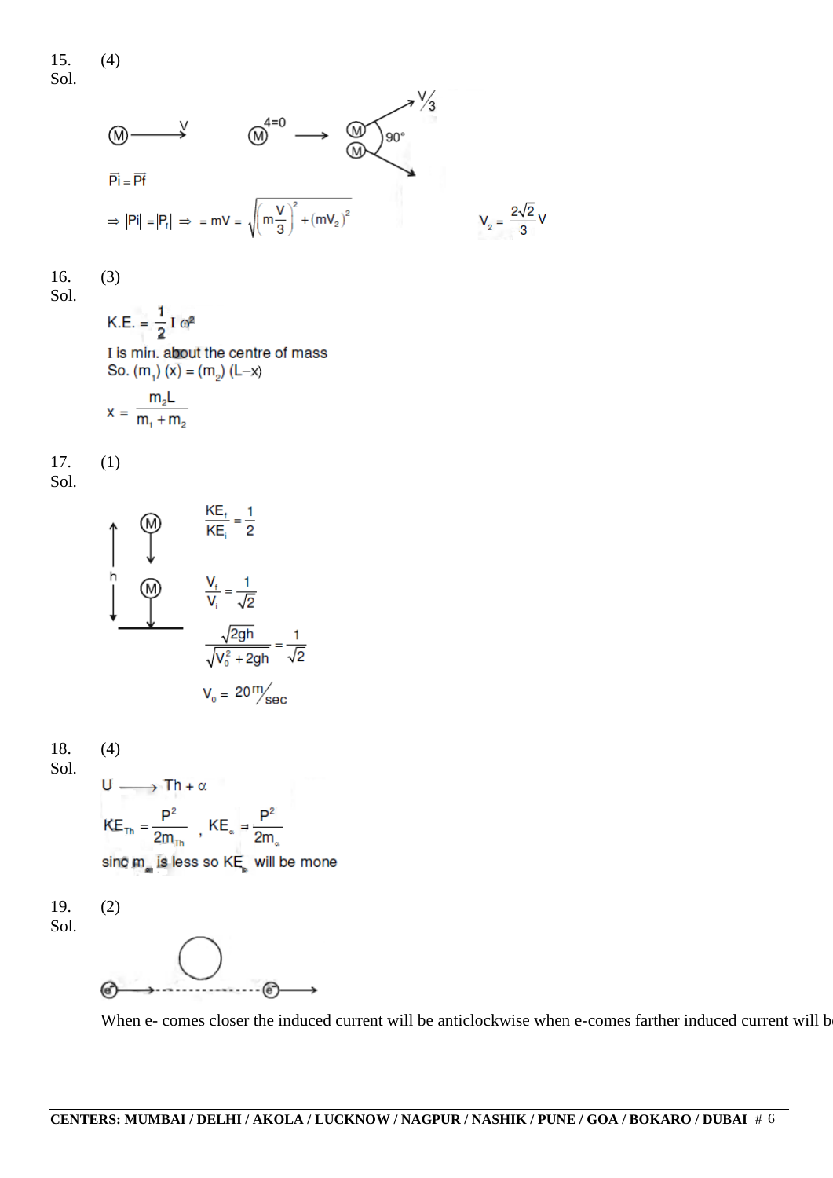15. (4)

Sol.

M ⟶ V  M (4=0) ⟶ M M 90° $V/3$

$\vec{P}_i = \vec{P}_f$

$\Rightarrow |\vec{P}_i| = |\vec{P}_f| \Rightarrow = mV = \sqrt{\left(m\frac{V}{3}\right)^2 + (mV_2)^2}$  $V_2 = \frac{2\sqrt{2}}{3}V$

16. (3)

Sol.

$\text{K.E.} = \frac{1}{2} I \omega^2$

I is min. about the centre of mass

So. $(m_1)(x) = (m_2)(L-x)$

$x = \frac{m_2 L}{m_1 + m_2}$

17. (1)

Sol.

$\frac{KE_f}{KE_i} = \frac{1}{2}$

$\frac{V_f}{V_i} = \frac{1}{\sqrt{2}}$

$\frac{\sqrt{2gh}}{\sqrt{V_0^2 + 2gh}} = \frac{1}{\sqrt{2}}$

$V_0 = 20 \text{ m/sec}$

18. (4)

Sol.

$U \longrightarrow Th + \alpha$

$KE_{Th} = \frac{P^2}{2m_{Th}}$, $KE_{\alpha} = \frac{P^2}{2m_{\alpha}}$

since $m_{\alpha}$ is less so $KE_{\alpha}$ will be more

19. (2)

Sol.

When e- comes closer the induced current will be anticlockwise when e-comes farther induced current will b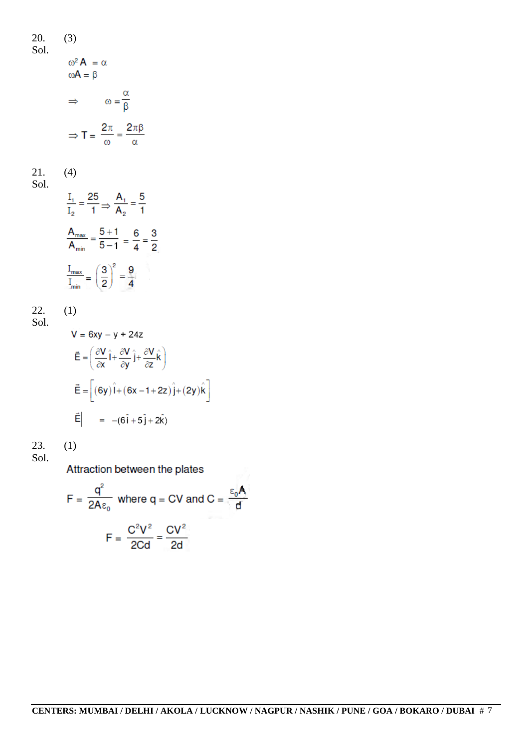20. (3)

Sol.

$\omega^2 A = \alpha$

$\omega A = \beta$

$$\Rightarrow \quad \omega = \frac{\alpha}{\beta}$$

$$\Rightarrow T = \frac{2\pi}{\omega} = \frac{2\pi\beta}{\alpha}$$

21. (4)

Sol.

$$\frac{I_1}{I_2} = \frac{25}{1} \Rightarrow \frac{A_1}{A_2} = \frac{5}{1}$$

$$\frac{A_{max}}{A_{min}} = \frac{5+1}{5-1} = \frac{6}{4} = \frac{3}{2}$$

$$\frac{I_{max}}{I_{min}} = \left(\frac{3}{2}\right)^2 = \frac{9}{4}$$

22. (1)

Sol.

$V = 6xy - y + 24z$

$$\vec{E} = \left(\frac{\partial V}{\partial x}\hat{i} + \frac{\partial V}{\partial y}\hat{j} + \frac{\partial V}{\partial z}\hat{k}\right)$$

$$\vec{E} = \left[(6y)\hat{i} + (6x - 1 + 2z)\hat{j} + (2y)\hat{k}\right]$$

$$\vec{E}\Big| = -(6\hat{i} + 5\hat{j} + 2\hat{k})$$

23. (1)

Sol.

Attraction between the plates

$$F = \frac{q^2}{2A\varepsilon_0} \text{ where } q = CV \text{ and } C = \frac{\varepsilon_0 A}{d}$$

$$F = \frac{C^2V^2}{2Cd} = \frac{CV^2}{2d}$$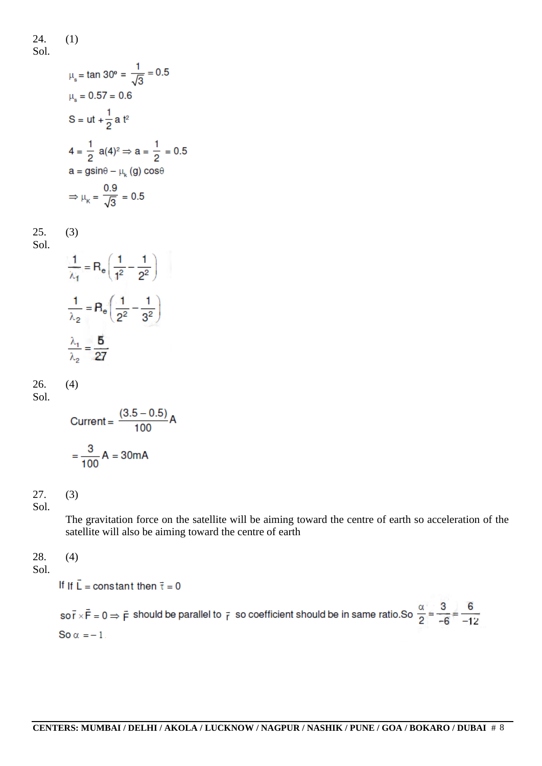24. (1)

Sol.

$$\mu_s = \tan 30^o = \frac{1}{\sqrt{3}} = 0.5$$

$$\mu_s = 0.57 = 0.6$$

$$S = ut + \frac{1}{2} a\, t^2$$

$$4 = \frac{1}{2} a(4)^2 \Rightarrow a = \frac{1}{2} = 0.5$$

$$a = g\sin\theta - \mu_k (g) \cos\theta$$

$$\Rightarrow \mu_K = \frac{0.9}{\sqrt{3}} = 0.5$$

25. (3)

Sol.

$$\frac{1}{\lambda_1} = R_e\left(\frac{1}{1^2} - \frac{1}{2^2}\right)$$

$$\frac{1}{\lambda_2} = R_e\left(\frac{1}{2^2} - \frac{1}{3^2}\right)$$

$$\frac{\lambda_1}{\lambda_2} = \frac{5}{27}$$

26. (4)

Sol.

$$\text{Current} = \frac{(3.5 - 0.5)}{100}\text{A}$$

$$= \frac{3}{100}\text{A} = 30\text{mA}$$

27. (3)

Sol.

The gravitation force on the satellite will be aiming toward the centre of earth so acceleration of the satellite will also be aiming toward the centre of earth

28. (4)

Sol.

If If $\bar{L}$ = constant then $\bar{\tau} = 0$

so $\bar{r} \times \bar{F} = 0 \Rightarrow \bar{F}$ should be parallel to $\bar{r}$ so coefficient should be in same ratio.So $\frac{\alpha}{2} = \frac{3}{-6} = \frac{6}{-12}$

So $\alpha = -1$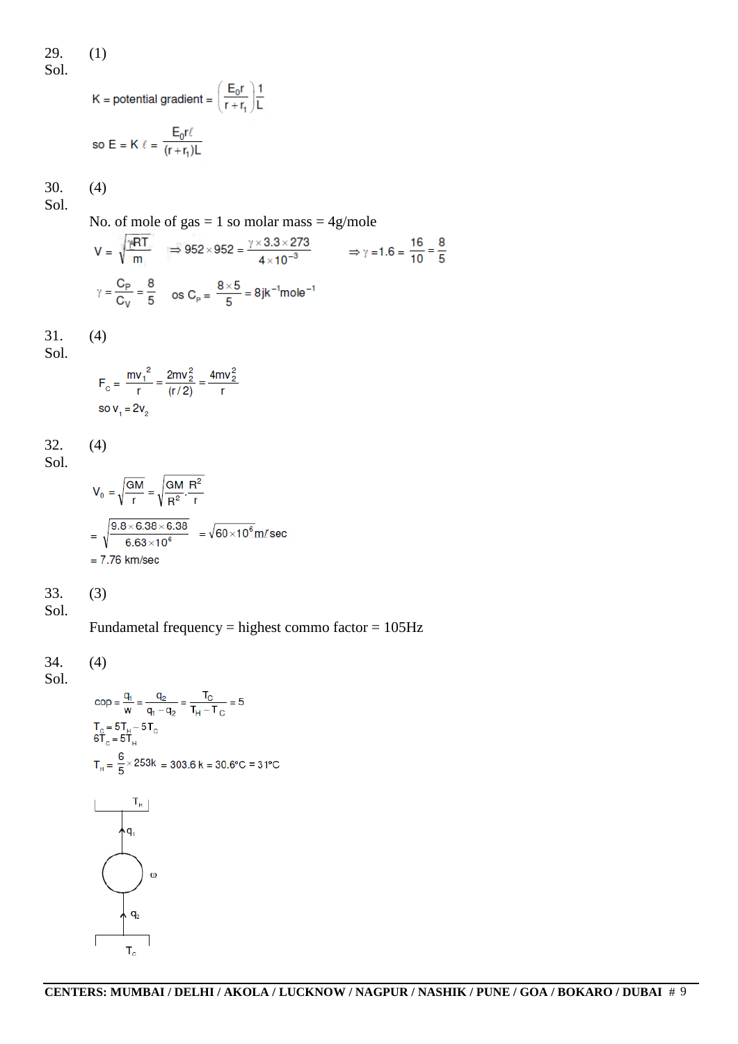29. (1)

Sol.

$$K = \text{potential gradient} = \left(\frac{E_0 r}{r + r_1}\right)\frac{1}{L}$$

$$\text{so } E = K\,\ell = \frac{E_0 r \ell}{(r + r_1)L}$$

30. (4)

Sol.

No. of mole of gas = 1 so molar mass = 4g/mole

$$V = \sqrt{\frac{\gamma RT}{m}} \quad \Rightarrow 952 \times 952 = \frac{\gamma \times 3.3 \times 273}{4 \times 10^{-3}} \qquad \Rightarrow \gamma = 1.6 = \frac{16}{10} = \frac{8}{5}$$

$$\gamma = \frac{C_P}{C_V} = \frac{8}{5} \quad \text{os } C_p = \frac{8 \times 5}{5} = 8\text{jk}^{-1}\text{mole}^{-1}$$

31. (4)

Sol.

$$F_c = \frac{mv_1^2}{r} = \frac{2mv_2^2}{(r/2)} = \frac{4mv_2^2}{r}$$

$$\text{so } v_1 = 2v_2$$

32. (4)

Sol.

$$V_0 = \sqrt{\frac{GM}{r}} = \sqrt{\frac{GM}{R^2} \cdot \frac{R^2}{r}}$$

$$= \sqrt{\frac{9.8 \times 6.38 \times 6.38}{6.63 \times 10^6}} = \sqrt{60 \times 10^6}\,\text{m/sec}$$

$$= 7.76 \text{ km/sec}$$

33. (3)

Sol.

Fundametal frequency = highest commo factor = 105Hz

34. (4)

Sol.

$$\text{cop} = \frac{q_1}{w} = \frac{q_2}{q_1 - q_2} = \frac{T_C}{T_H - T_C} = 5$$

$$T_C = 5T_H - 5T_C$$

$$6T_C = 5T_H$$

$$T_H = \frac{6}{5} \times 253\text{k} = 303.6\text{ k} = 30.6°\text{C} = 31°\text{C}$$

[Diagram: reservoir at $T_H$ on top, $q_1$ arrow, engine with $\omega$, $q_2$ arrow, reservoir at $T_C$ at bottom]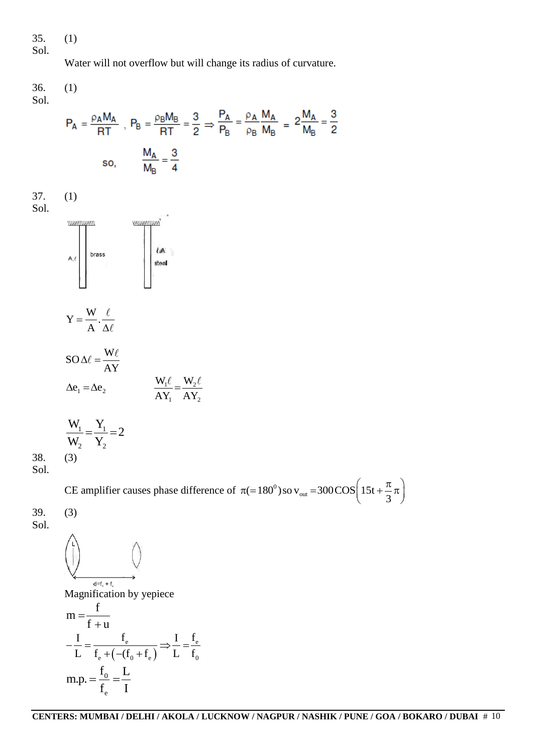35. (1)

Sol.

Water will not overflow but will change its radius of curvature.

36. (1)

Sol.

$$P_A = \frac{\rho_A M_A}{RT}, \ P_B = \frac{\rho_B M_B}{RT} = \frac{3}{2} \Rightarrow \frac{P_A}{P_B} = \frac{\rho_A}{\rho_B}\frac{M_A}{M_B} = 2\frac{M_A}{M_B} = \frac{3}{2}$$

$$\text{so,} \quad \frac{M_A}{M_B} = \frac{3}{4}$$

37. (1)

Sol.

A, $\ell$ brass

$\ell$ A steal

$$Y = \frac{W}{A} \cdot \frac{\ell}{\Delta \ell}$$

$$\text{SO } \Delta \ell = \frac{W\ell}{AY}$$

$$\Delta e_1 = \Delta e_2 \qquad \frac{W_1 \ell}{AY_1} = \frac{W_2 \ell}{AY_2}$$

$$\frac{W_1}{W_2} = \frac{Y_1}{Y_2} = 2$$

38. (3)

Sol.

CE amplifier causes phase difference of $\pi(=180^0)$ so $v_{out} = 300\,\text{COS}\left(15t + \frac{\pi}{3}\pi\right)$

39. (3)

Sol.

L

$d = f_0 + f_e$

Magnification by yepiece

$$m = \frac{f}{f+u}$$

$$-\frac{I}{L} = \frac{f_e}{f_e + \left(-(f_0 + f_e)\right)} \Rightarrow \frac{I}{L} = \frac{f_e}{f_0}$$

$$\text{m.p.} = \frac{f_0}{f_e} = \frac{L}{I}$$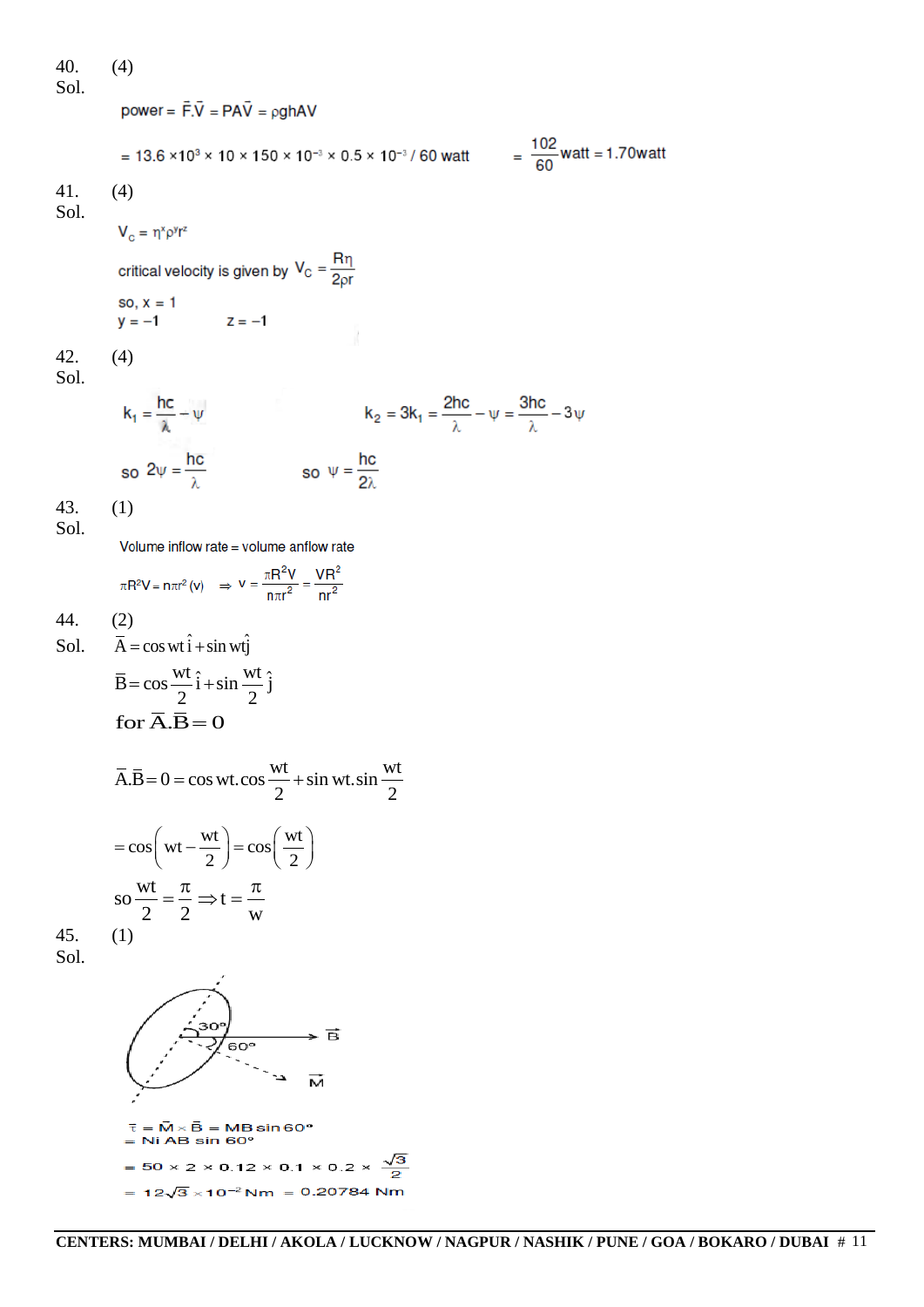40. (4)

Sol.

$$\text{power} = \bar{F}.\bar{V} = PA\bar{V} = \rho ghAV$$

$$= 13.6 \times 10^3 \times 10 \times 150 \times 10^{-3} \times 0.5 \times 10^{-3} / 60 \text{ watt} \qquad = \frac{102}{60}\text{watt} = 1.70\text{watt}$$

41. (4)

Sol.

$V_C = \eta^x \rho^y r^z$

critical velocity is given by $V_C = \frac{R\eta}{2\rho r}$

so, $x = 1$

$y = -1 \qquad z = -1$

42. (4)

Sol.

$$k_1 = \frac{hc}{\lambda} - \psi \qquad k_2 = 3k_1 = \frac{2hc}{\lambda} - \psi = \frac{3hc}{\lambda} - 3\psi$$

$$\text{so } 2\psi = \frac{hc}{\lambda} \qquad \text{so } \psi = \frac{hc}{2\lambda}$$

43. (1)

Sol.

Volume inflow rate = volume anflow rate

$$\pi R^2 V = n\pi r^2 (v) \Rightarrow v = \frac{\pi R^2 V}{n\pi r^2} = \frac{VR^2}{nr^2}$$

44. (2)

Sol. $\bar{A} = \cos wt\,\hat{i} + \sin wt\,\hat{j}$

$$\bar{B} = \cos\frac{wt}{2}\hat{i} + \sin\frac{wt}{2}\hat{j}$$

for $\bar{A}.\bar{B} = 0$

$$\bar{A}.\bar{B} = 0 = \cos wt.\cos\frac{wt}{2} + \sin wt.\sin\frac{wt}{2}$$

$$= \cos\left(wt - \frac{wt}{2}\right) = \cos\left(\frac{wt}{2}\right)$$

$$\text{so } \frac{wt}{2} = \frac{\pi}{2} \Rightarrow t = \frac{\pi}{w}$$

45. (1)

Sol.

$$\bar{\tau} = \bar{M} \times \bar{B} = MB\sin 60^\circ$$
$$= Ni\,AB\,\sin 60^\circ$$
$$= 50 \times 2 \times 0.12 \times 0.1 \times 0.2 \times \frac{\sqrt{3}}{2}$$
$$= 12\sqrt{3} \times 10^{-2}\,\text{Nm} = 0.20784\,\text{Nm}$$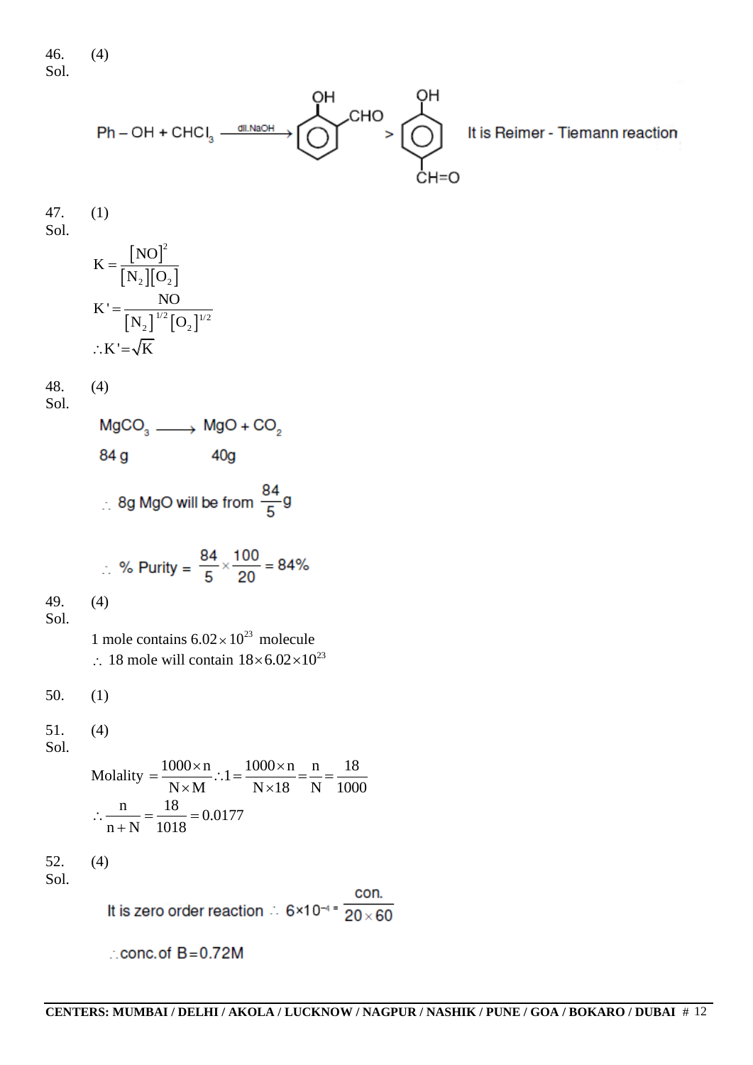46. (4)

Sol.

$$Ph-OH + CHCl_3 \xrightarrow{\text{dil.NaOH}} \text{(o-hydroxybenzaldehyde: OH, CHO)} > \text{(p-hydroxybenzaldehyde: OH, CH=O)}$$

It is Reimer - Tiemann reaction

47. (1)

Sol.

$$K = \frac{[NO]^2}{[N_2][O_2]}$$

$$K' = \frac{NO}{[N_2]^{1/2}[O_2]^{1/2}}$$

$$\therefore K' = \sqrt{K}$$

48. (4)

Sol.

$$MgCO_3 \longrightarrow MgO + CO_2$$

84 g &nbsp;&nbsp;&nbsp;&nbsp;&nbsp;&nbsp;&nbsp;&nbsp; 40g

$\therefore$ 8g MgO will be from $\frac{84}{5}$g

$$\therefore \text{ \% Purity} = \frac{84}{5} \times \frac{100}{20} = 84\%$$

49. (4)

Sol.

1 mole contains $6.02 \times 10^{23}$ molecule

$\therefore$ 18 mole will contain $18 \times 6.02 \times 10^{23}$

50. (1)

51. (4)

Sol.

$$\text{Molality} = \frac{1000 \times n}{N \times M} \therefore 1 = \frac{1000 \times n}{N \times 18} = \frac{n}{N} = \frac{18}{1000}$$

$$\therefore \frac{n}{n+N} = \frac{18}{1018} = 0.0177$$

52. (4)

Sol.

It is zero order reaction $\therefore$ $6 \times 10^{-4} = \frac{\text{con.}}{20 \times 60}$

$\therefore$ conc. of B = 0.72M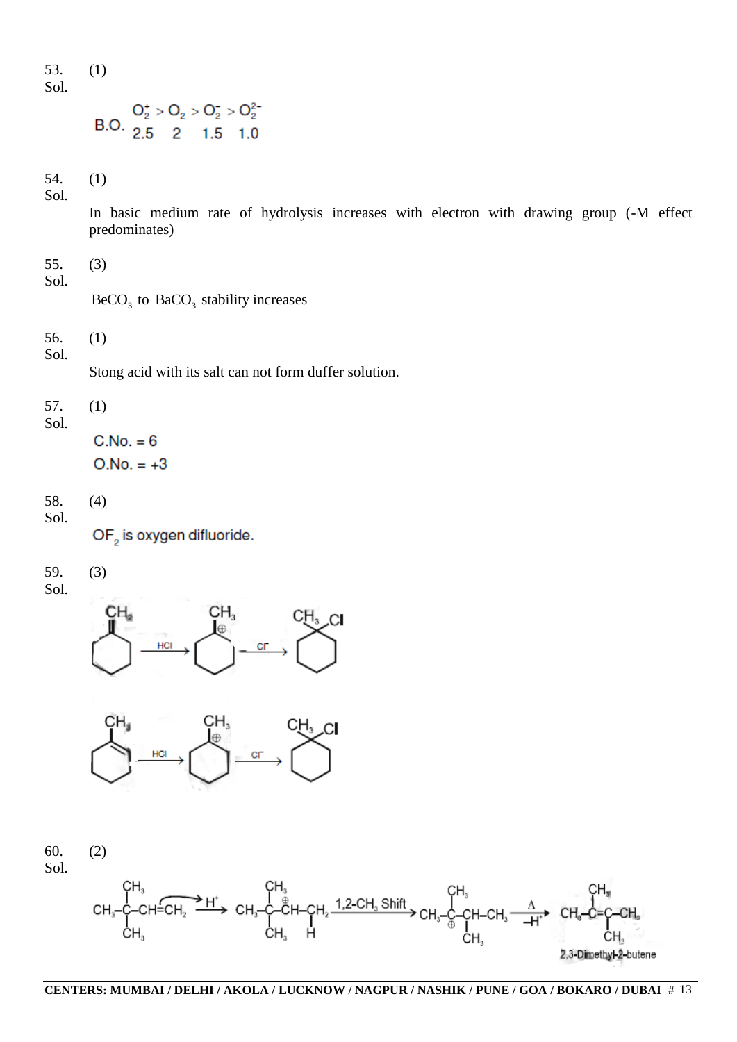53. (1)

Sol.

$$\text{B.O.} \quad \begin{matrix} O_2^+ > O_2 > O_2^- > O_2^{2-} \\ 2.5 \quad\ \ 2 \quad\ \ 1.5 \quad\ \ 1.0 \end{matrix}$$

54. (1)

Sol.

In basic medium rate of hydrolysis increases with electron with drawing group (-M effect predominates)

55. (3)

Sol.

$BeCO_3$ to $BaCO_3$ stability increases

56. (1)

Sol.

Stong acid with its salt can not form duffer solution.

57. (1)

Sol.

C.No. = 6

O.No. = +3

58. (4)

Sol.

$OF_2$ is oxygen difluoride.

59. (3)

Sol.

Methylenecyclohexane $\xrightarrow{HCl}$ 1-methylcyclohexyl carbocation ($CH_3$, $\oplus$) $\xrightarrow{Cl^-}$ 1-chloro-1-methylcyclohexane ($CH_3$, $Cl$)

1-Methylcyclohexene $\xrightarrow{HCl}$ 1-methylcyclohexyl carbocation ($CH_3$, $\oplus$) $\xrightarrow{Cl^-}$ 1-chloro-1-methylcyclohexane ($CH_3$, $Cl$)

60. (2)

Sol.

$$CH_3-C(CH_3)_2-CH{=}CH_2 \xrightarrow{H^+} CH_3-C(CH_3)_2-\overset{\oplus}{C}H-CH_2(H) \xrightarrow{1,2\text{-}CH_3 \text{ Shift}} CH_3-\overset{\oplus}{C}(CH_3)-CH(CH_3)-CH_3 \xrightarrow[-H^+]{\Delta} CH_3-C(CH_3){=}C(CH_3)-CH_3$$

2,3-Dimethyl-2-butene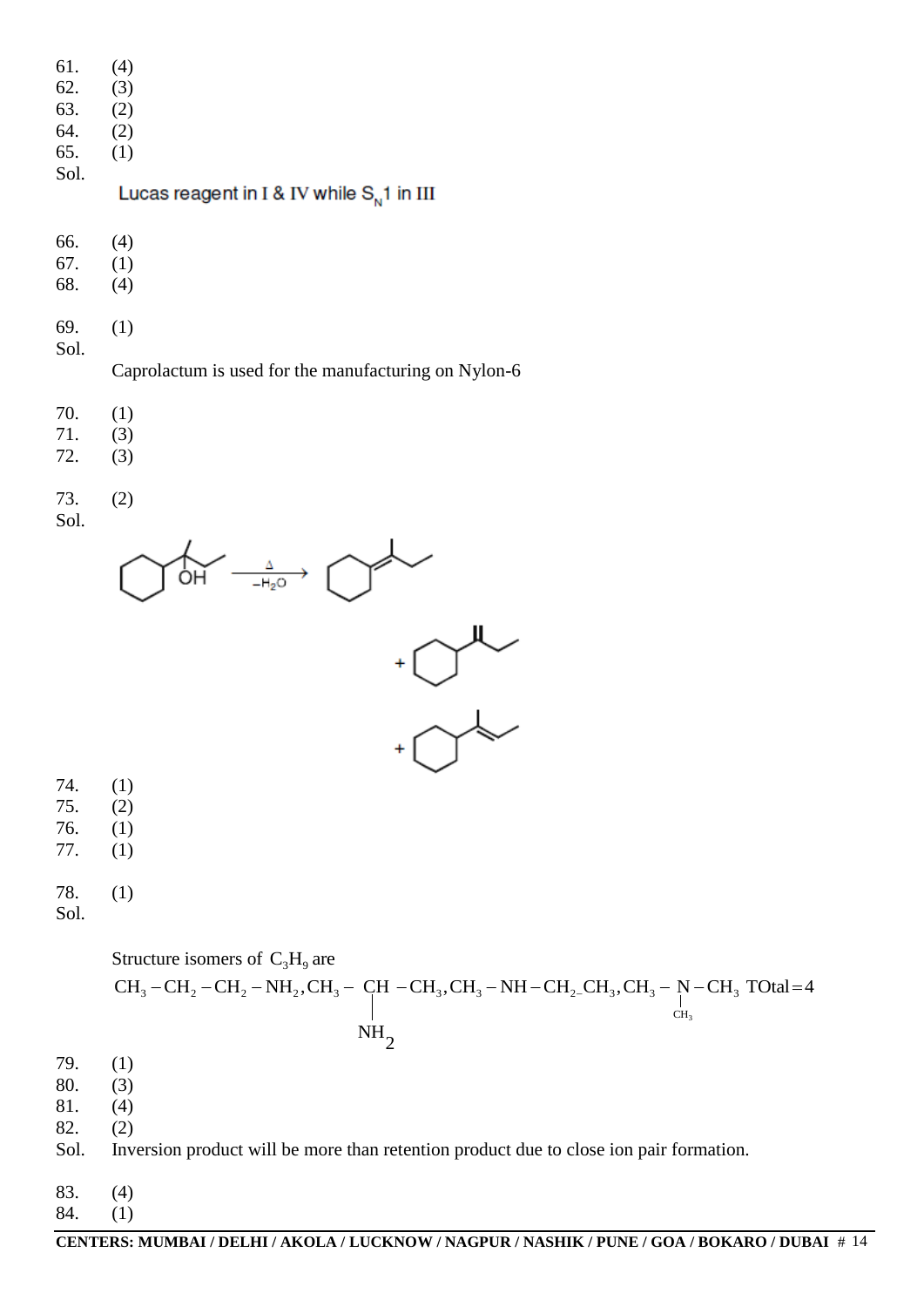61. (4)
62. (3)
63. (2)
64. (2)
65. (1)

Sol.

Lucas reagent in I & IV while $S_N1$ in III

66. (4)
67. (1)
68. (4)

69. (1)

Sol.

Caprolactum is used for the manufacturing on Nylon-6

70. (1)
71. (3)
72. (3)

73. (2)

Sol.

$\xrightarrow[-H_2O]{\Delta}$

74. (1)
75. (2)
76. (1)
77. (1)

78. (1)

Sol.

Structure isomers of $C_3H_9$ are

$CH_3-CH_2-CH_2-NH_2, CH_3-\underset{NH_2}{\underset{|}{C}H}-CH_3, CH_3-NH-CH_2CH_3, CH_3-\underset{CH_3}{\underset{|}{N}}-CH_3$ TOtal = 4

79. (1)
80. (3)
81. (4)
82. (2)

Sol. Inversion product will be more than retention product due to close ion pair formation.

83. (4)
84. (1)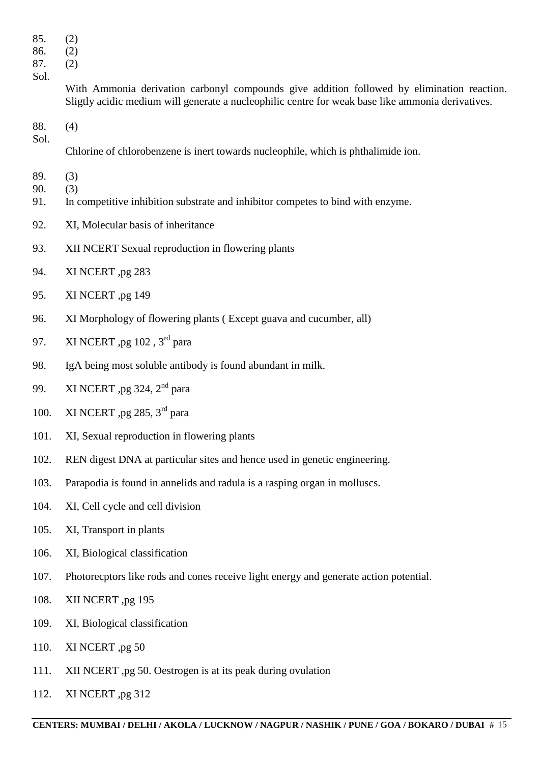85. (2)

86. (2)

87. (2)

Sol.

With Ammonia derivation carbonyl compounds give addition followed by elimination reaction. Sligtly acidic medium will generate a nucleophilic centre for weak base like ammonia derivatives.

88. (4)

Sol.

Chlorine of chlorobenzene is inert towards nucleophile, which is phthalimide ion.

89. (3)

90. (3)

91. In competitive inhibition substrate and inhibitor competes to bind with enzyme.

92. XI, Molecular basis of inheritance

93. XII NCERT Sexual reproduction in flowering plants

94. XI NCERT ,pg 283

95. XI NCERT ,pg 149

96. XI Morphology of flowering plants ( Except guava and cucumber, all)

97. XI NCERT ,pg 102 , 3rd para

98. IgA being most soluble antibody is found abundant in milk.

99. XI NCERT ,pg 324, 2nd para

100. XI NCERT ,pg 285, 3rd para

101. XI, Sexual reproduction in flowering plants

102. REN digest DNA at particular sites and hence used in genetic engineering.

103. Parapodia is found in annelids and radula is a rasping organ in molluscs.

104. XI, Cell cycle and cell division

105. XI, Transport in plants

106. XI, Biological classification

107. Photorecptors like rods and cones receive light energy and generate action potential.

108. XII NCERT ,pg 195

109. XI, Biological classification

110. XI NCERT ,pg 50

111. XII NCERT ,pg 50. Oestrogen is at its peak during ovulation

112. XI NCERT ,pg 312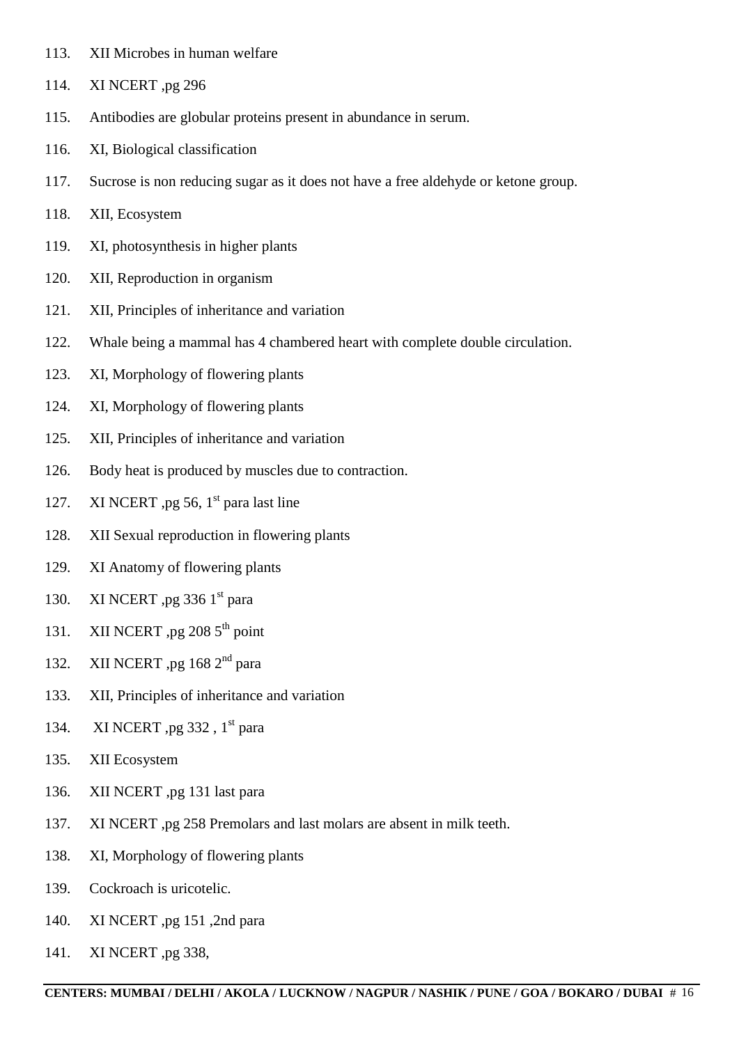113. XII Microbes in human welfare

114. XI NCERT ,pg 296

115. Antibodies are globular proteins present in abundance in serum.

116. XI, Biological classification

117. Sucrose is non reducing sugar as it does not have a free aldehyde or ketone group.

118. XII, Ecosystem

119. XI, photosynthesis in higher plants

120. XII, Reproduction in organism

121. XII, Principles of inheritance and variation

122. Whale being a mammal has 4 chambered heart with complete double circulation.

123. XI, Morphology of flowering plants

124. XI, Morphology of flowering plants

125. XII, Principles of inheritance and variation

126. Body heat is produced by muscles due to contraction.

127. XI NCERT ,pg 56, 1st para last line

128. XII Sexual reproduction in flowering plants

129. XI Anatomy of flowering plants

130. XI NCERT ,pg 336 1st para

131. XII NCERT ,pg 208 5th point

132. XII NCERT ,pg 168 2nd para

133. XII, Principles of inheritance and variation

134. XI NCERT ,pg 332 , 1st para

135. XII Ecosystem

136. XII NCERT ,pg 131 last para

137. XI NCERT ,pg 258 Premolars and last molars are absent in milk teeth.

138. XI, Morphology of flowering plants

139. Cockroach is uricotelic.

140. XI NCERT ,pg 151 ,2nd para

141. XI NCERT ,pg 338,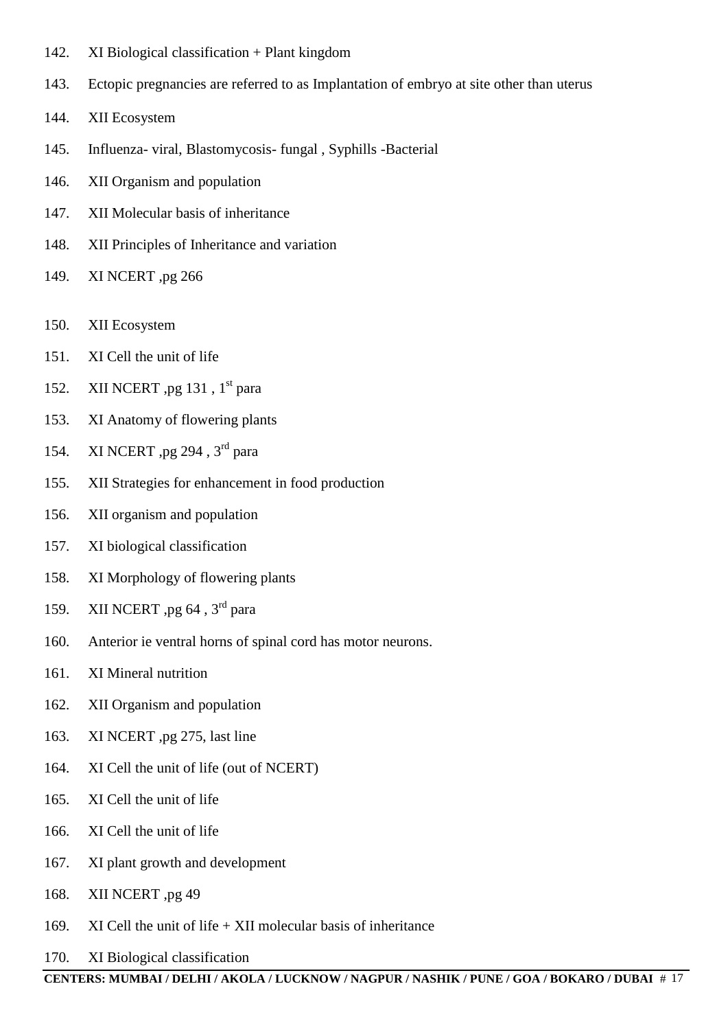142. XI Biological classification + Plant kingdom
143. Ectopic pregnancies are referred to as Implantation of embryo at site other than uterus
144. XII Ecosystem
145. Influenza- viral, Blastomycosis- fungal , Syphills -Bacterial
146. XII Organism and population
147. XII Molecular basis of inheritance
148. XII Principles of Inheritance and variation
149. XI NCERT ,pg 266
150. XII Ecosystem
151. XI Cell the unit of life
152. XII NCERT ,pg 131 , 1st para
153. XI Anatomy of flowering plants
154. XI NCERT ,pg 294 , 3rd para
155. XII Strategies for enhancement in food production
156. XII organism and population
157. XI biological classification
158. XI Morphology of flowering plants
159. XII NCERT ,pg 64 , 3rd para
160. Anterior ie ventral horns of spinal cord has motor neurons.
161. XI Mineral nutrition
162. XII Organism and population
163. XI NCERT ,pg 275, last line
164. XI Cell the unit of life (out of NCERT)
165. XI Cell the unit of life
166. XI Cell the unit of life
167. XI plant growth and development
168. XII NCERT ,pg 49
169. XI Cell the unit of life + XII molecular basis of inheritance
170. XI Biological classification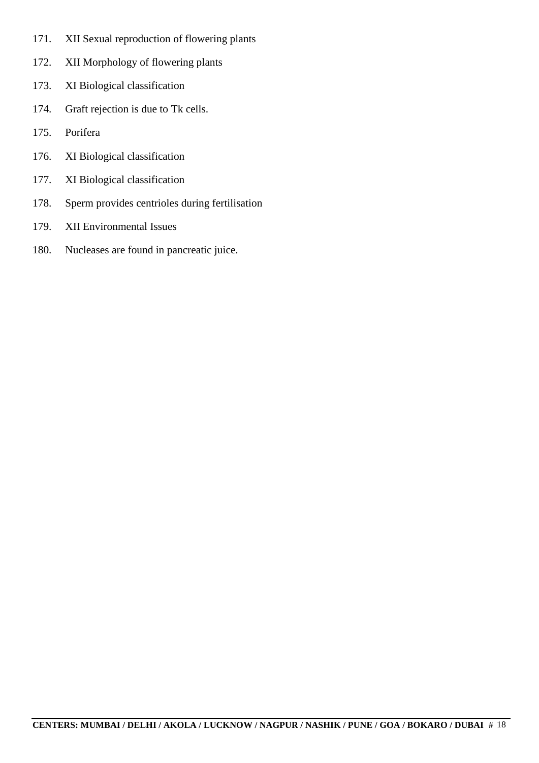171. XII Sexual reproduction of flowering plants
172. XII Morphology of flowering plants
173. XI Biological classification
174. Graft rejection is due to Tk cells.
175. Porifera
176. XI Biological classification
177. XI Biological classification
178. Sperm provides centrioles during fertilisation
179. XII Environmental Issues
180. Nucleases are found in pancreatic juice.